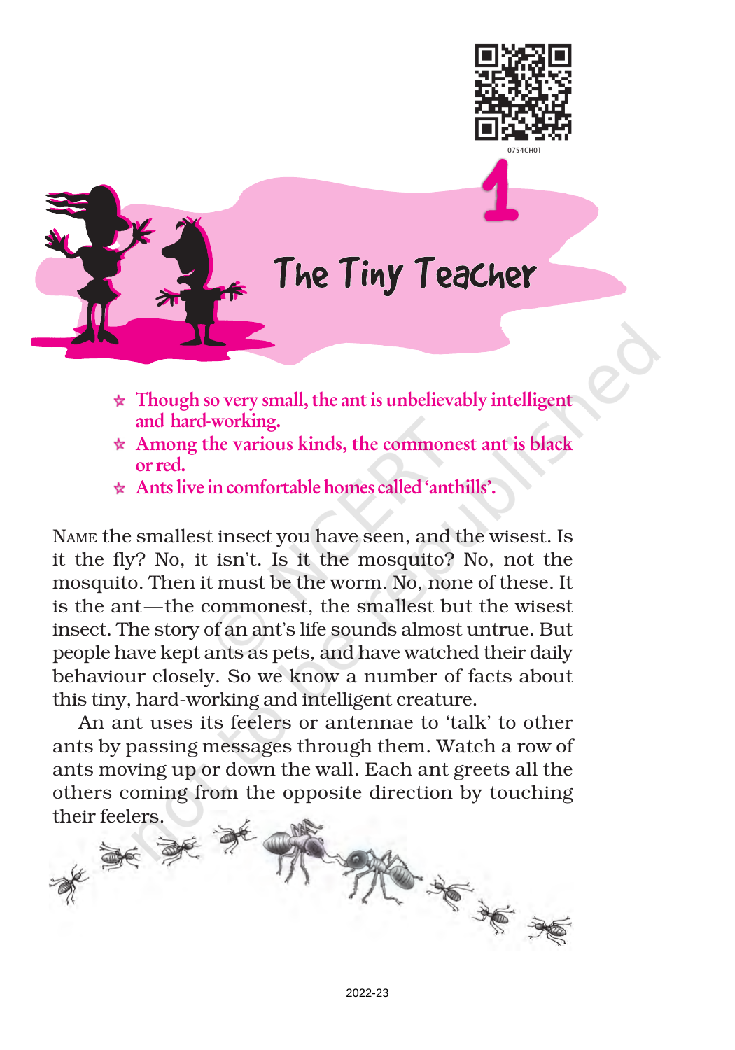# 1 The Tiny Teacher

- **Though so very small, the ant is unbelievably intelligent and hard-working.**
- **Among the various kinds, the commonest ant is black or red.**
- **Ants live in comfortable homes called 'anthills'.**

NAME the smallest insect you have seen, and the wisest. Is it the fly? No, it isn't. Is it the mosquito? No, not the mosquito. Then it must be the worm. No, none of these. It is the ant—the commonest, the smallest but the wisest insect. The story of an ant's life sounds almost untrue. But people have kept ants as pets, and have watched their daily behaviour closely. So we know a number of facts about this tiny, hard-working and intelligent creature.

An ant uses its feelers or antennae to 'talk' to other ants by passing messages through them. Watch a row of ants moving up or down the wall. Each ant greets all the others coming from the opposite direction by touching their feelers.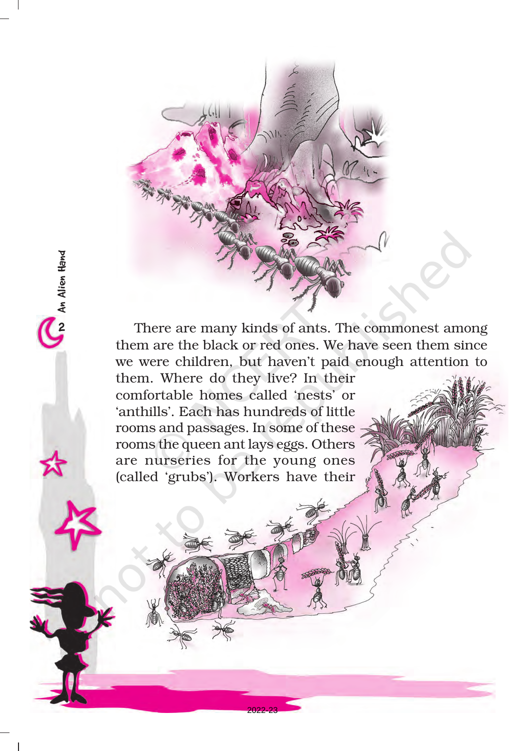There are many kinds of ants. The commonest among them are the black or red ones. We have seen them since we were children, but haven't paid enough attention to them. Where do they live? In their comfortable homes called 'nests' or 'anthills'. Each has hundreds of little rooms and passages. In some of these rooms the queen ant lays eggs. Others are nurseries for the young ones (called 'grubs'). Workers have their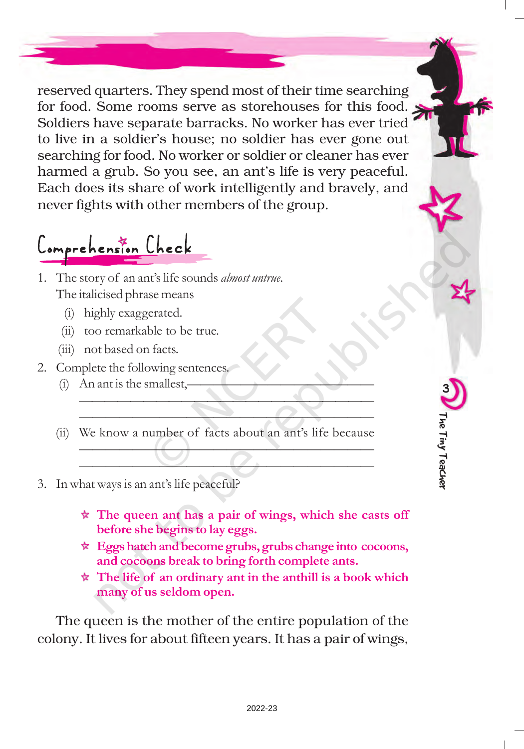reserved quarters. They spend most of their time searching for food. Some rooms serve as storehouses for this food. Soldiers have separate barracks. No worker has ever tried to live in a soldier's house; no soldier has ever gone out searching for food. No worker or soldier or cleaner has ever harmed a grub. So you see, an ant's life is very peaceful. Each does its share of work intelligently and bravely, and never fights with other members of the group.

## Comprehension Check

1. The story of an ant's life sounds *almost untrue.*
   The italicised phrase means
   - (i) highly exaggerated.
   - (ii) too remarkable to be true.
   - (iii) not based on facts.
2. Complete the following sentences.
   - (i) An ant is the smallest, \_\_\_\_\_\_\_\_\_\_\_\_\_\_\_\_\_\_\_\_\_\_\_\_\_\_\_\_\_\_\_\_
     \_\_\_\_\_\_\_\_\_\_\_\_\_\_\_\_\_\_\_\_\_\_\_\_\_\_\_\_\_\_\_\_\_\_\_\_\_\_\_\_\_\_\_\_
     \_\_\_\_\_\_\_\_\_\_\_\_\_\_\_\_\_\_\_\_\_\_\_\_\_\_\_\_\_\_\_\_\_\_\_\_\_\_\_\_\_\_\_\_
   - (ii) We know a number of facts about an ant's life because
     \_\_\_\_\_\_\_\_\_\_\_\_\_\_\_\_\_\_\_\_\_\_\_\_\_\_\_\_\_\_\_\_\_\_\_\_\_\_\_\_\_\_\_\_
     \_\_\_\_\_\_\_\_\_\_\_\_\_\_\_\_\_\_\_\_\_\_\_\_\_\_\_\_\_\_\_\_\_\_\_\_\_\_\_\_\_\_\_\_
3. In what ways is an ant's life peaceful?

- **The queen ant has a pair of wings, which she casts off before she begins to lay eggs.**
- **Eggs hatch and become grubs, grubs change into cocoons, and cocoons break to bring forth complete ants.**
- **The life of an ordinary ant in the anthill is a book which many of us seldom open.**

The queen is the mother of the entire population of the colony. It lives for about fifteen years. It has a pair of wings,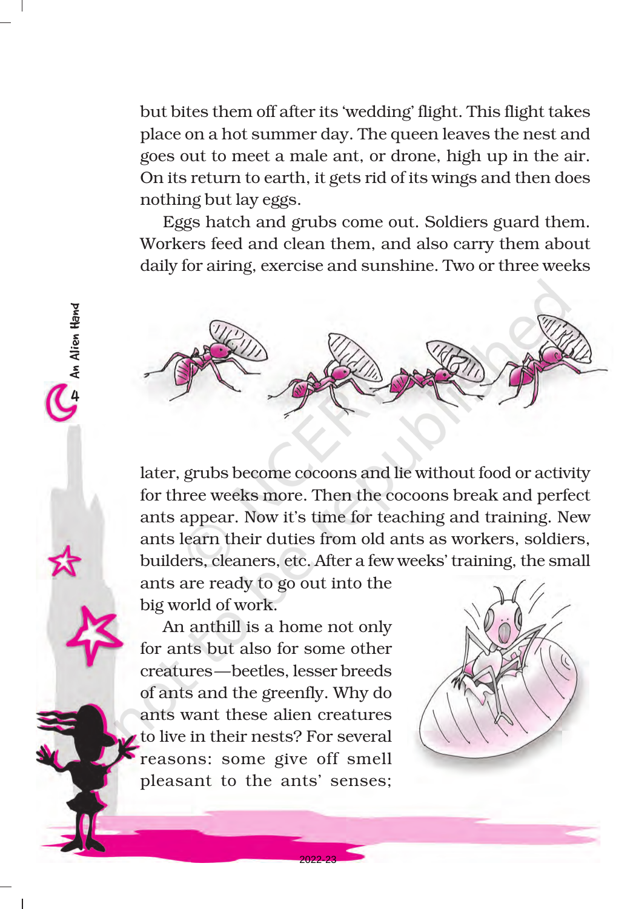but bites them off after its 'wedding' flight. This flight takes place on a hot summer day. The queen leaves the nest and goes out to meet a male ant, or drone, high up in the air. On its return to earth, it gets rid of its wings and then does nothing but lay eggs.

Eggs hatch and grubs come out. Soldiers guard them. Workers feed and clean them, and also carry them about daily for airing, exercise and sunshine. Two or three weeks later, grubs become cocoons and lie without food or activity for three weeks more. Then the cocoons break and perfect ants appear. Now it's time for teaching and training. New ants learn their duties from old ants as workers, soldiers, builders, cleaners, etc. After a few weeks' training, the small ants are ready to go out into the big world of work.

An anthill is a home not only for ants but also for some other creatures—beetles, lesser breeds of ants and the greenfly. Why do ants want these alien creatures to live in their nests? For several reasons: some give off smell pleasant to the ants' senses;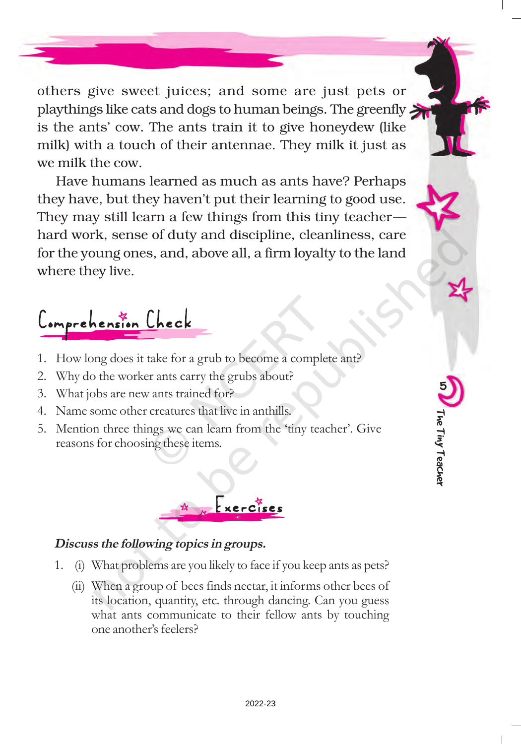others give sweet juices; and some are just pets or playthings like cats and dogs to human beings. The greenfly is the ants' cow. The ants train it to give honeydew (like milk) with a touch of their antennae. They milk it just as we milk the cow.

Have humans learned as much as ants have? Perhaps they have, but they haven't put their learning to good use. They may still learn a few things from this tiny teacher—hard work, sense of duty and discipline, cleanliness, care for the young ones, and, above all, a firm loyalty to the land where they live.

## Comprehension Check

1. How long does it take for a grub to become a complete ant?
2. Why do the worker ants carry the grubs about?
3. What jobs are new ants trained for?
4. Name some other creatures that live in anthills.
5. Mention three things we can learn from the 'tiny teacher'. Give reasons for choosing these items.

## Exercises

***Discuss the following topics in groups.***

1. (i) What problems are you likely to face if you keep ants as pets?

   (ii) When a group of bees finds nectar, it informs other bees of its location, quantity, etc. through dancing. Can you guess what ants communicate to their fellow ants by touching one another's feelers?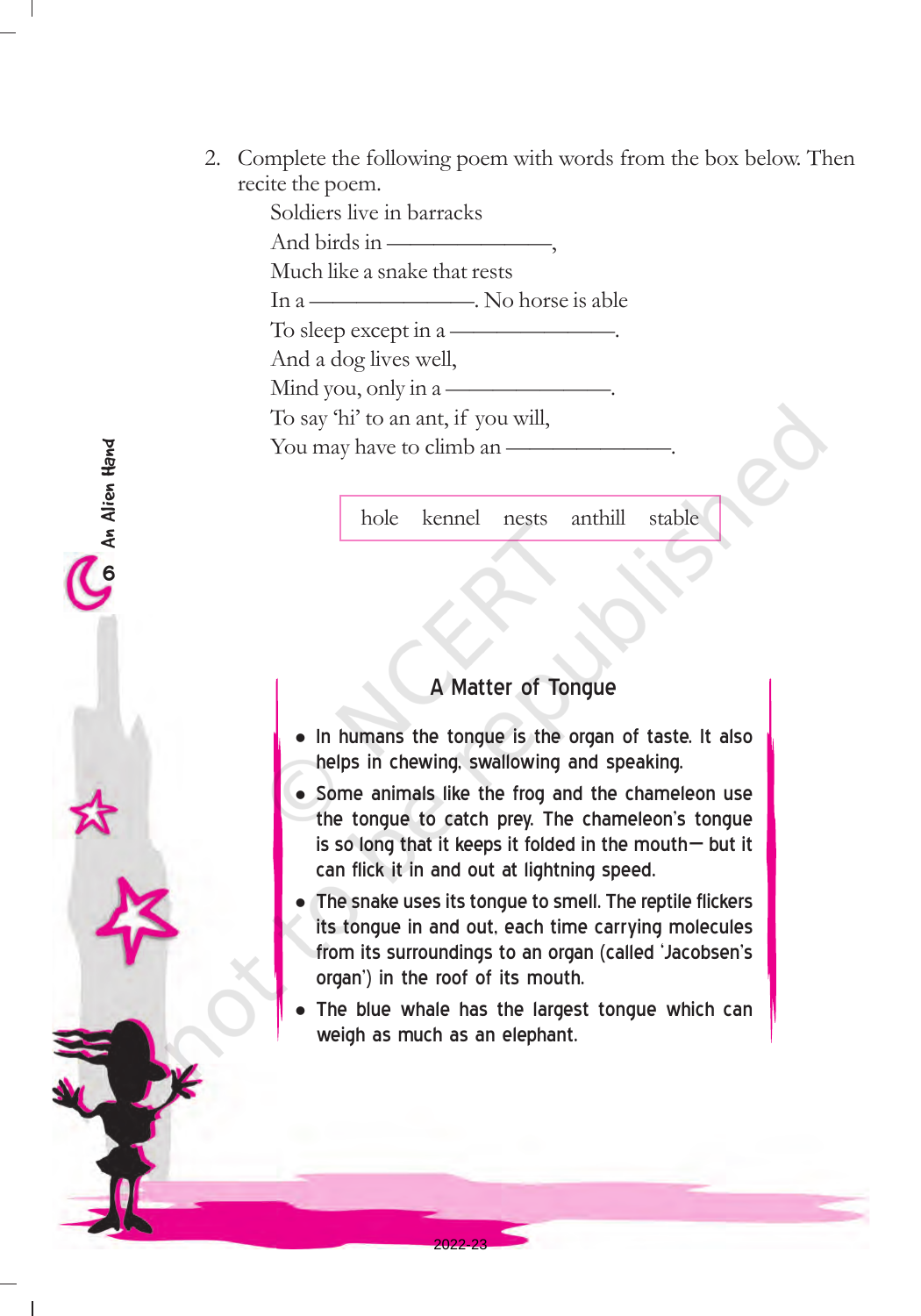2. Complete the following poem with words from the box below. Then recite the poem.

   Soldiers live in barracks
   And birds in ——————,
   Much like a snake that rests
   In a ——————. No horse is able
   To sleep except in a ——————.
   And a dog lives well,
   Mind you, only in a ——————.
   To say 'hi' to an ant, if you will,
   You may have to climb an ——————.

| | | | | |
|---|---|---|---|---|
| hole | kennel | nests | anthill | stable |

### A Matter of Tongue

- In humans the tongue is the organ of taste. It also helps in chewing, swallowing and speaking.
- Some animals like the frog and the chameleon use the tongue to catch prey. The chameleon's tongue is so long that it keeps it folded in the mouth— but it can flick it in and out at lightning speed.
- The snake uses its tongue to smell. The reptile flickers its tongue in and out, each time carrying molecules from its surroundings to an organ (called 'Jacobsen's organ') in the roof of its mouth.
- The blue whale has the largest tongue which can weigh as much as an elephant.